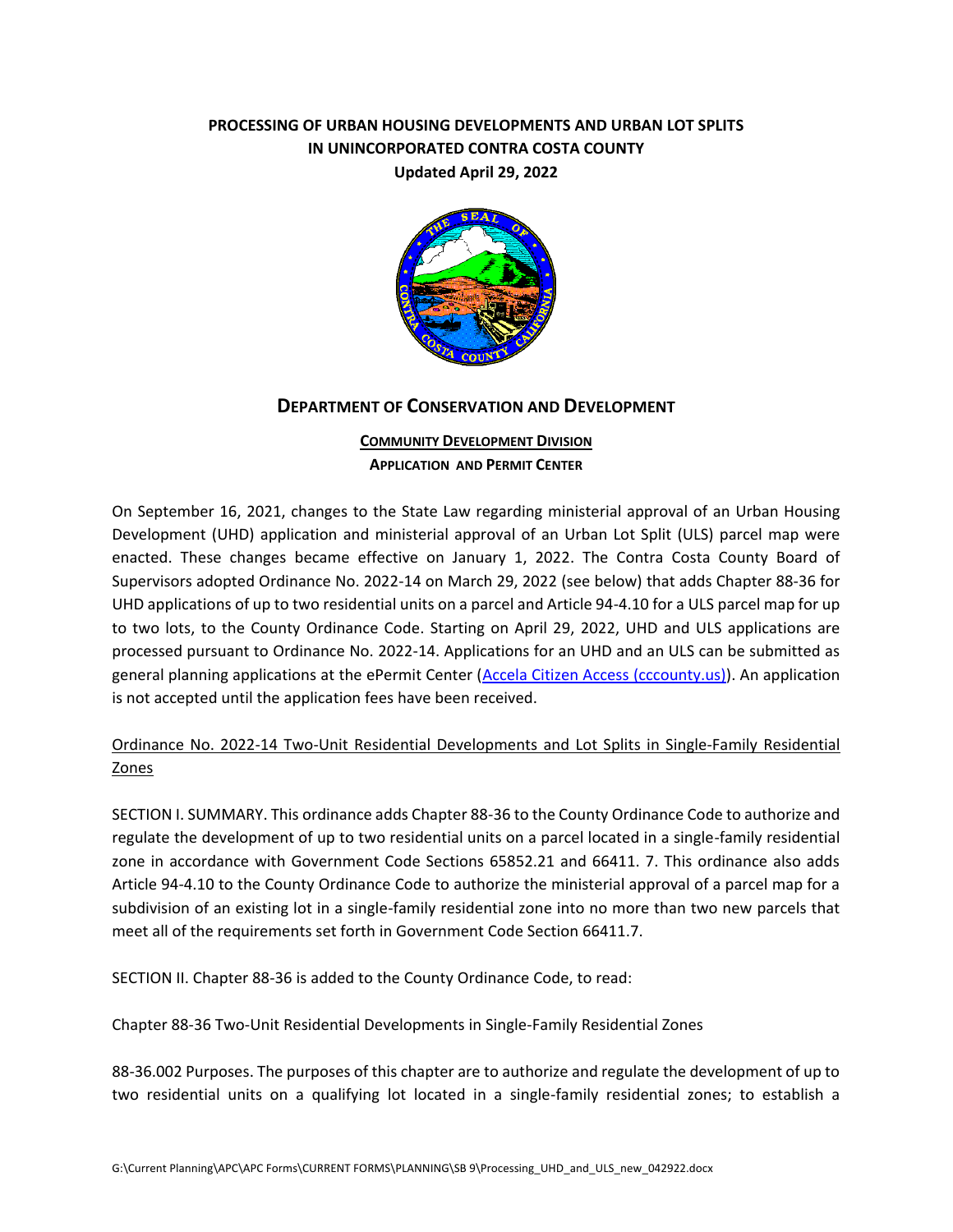# PROCESSING OF URBAN HOUSING DEVELOPMENTS AND URBAN LOT SPLITS IN UNINCORPORATED CONTRA COSTA COUNTY

**Updated April 29, 2022**

## DEPARTMENT OF CONSERVATION AND DEVELOPMENT

**COMMUNITY DEVELOPMENT DIVISION**
**APPLICATION AND PERMIT CENTER**

On September 16, 2021, changes to the State Law regarding ministerial approval of an Urban Housing Development (UHD) application and ministerial approval of an Urban Lot Split (ULS) parcel map were enacted. These changes became effective on January 1, 2022. The Contra Costa County Board of Supervisors adopted Ordinance No. 2022-14 on March 29, 2022 (see below) that adds Chapter 88-36 for UHD applications of up to two residential units on a parcel and Article 94-4.10 for a ULS parcel map for up to two lots, to the County Ordinance Code. Starting on April 29, 2022, UHD and ULS applications are processed pursuant to Ordinance No. 2022-14. Applications for an UHD and an ULS can be submitted as general planning applications at the ePermit Center (Accela Citizen Access (cccounty.us)). An application is not accepted until the application fees have been received.

Ordinance No. 2022-14 Two-Unit Residential Developments and Lot Splits in Single-Family Residential Zones

SECTION I. SUMMARY. This ordinance adds Chapter 88-36 to the County Ordinance Code to authorize and regulate the development of up to two residential units on a parcel located in a single-family residential zone in accordance with Government Code Sections 65852.21 and 66411. 7. This ordinance also adds Article 94-4.10 to the County Ordinance Code to authorize the ministerial approval of a parcel map for a subdivision of an existing lot in a single-family residential zone into no more than two new parcels that meet all of the requirements set forth in Government Code Section 66411.7.

SECTION II. Chapter 88-36 is added to the County Ordinance Code, to read:

Chapter 88-36 Two-Unit Residential Developments in Single-Family Residential Zones

88-36.002 Purposes. The purposes of this chapter are to authorize and regulate the development of up to two residential units on a qualifying lot located in a single-family residential zones; to establish a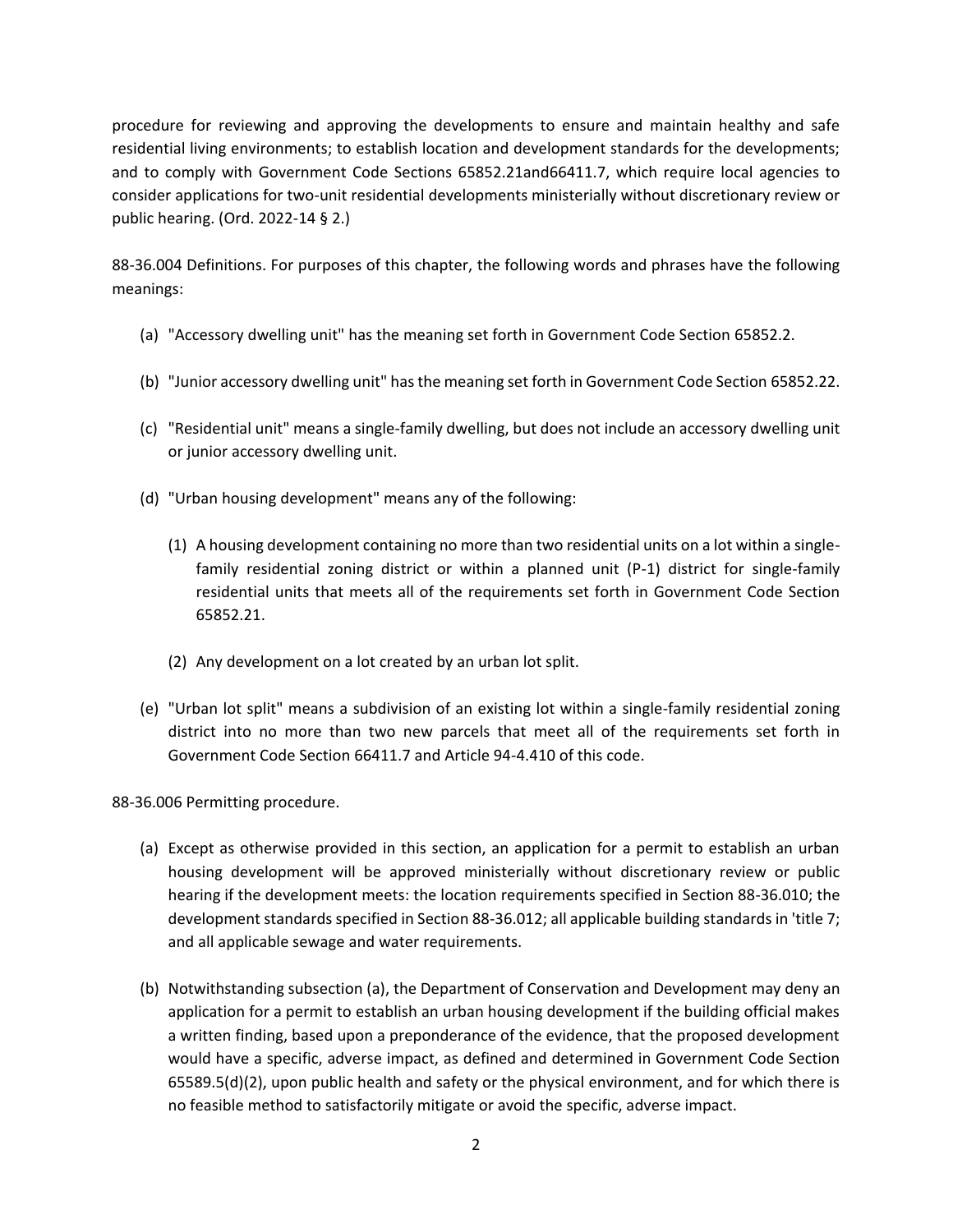procedure for reviewing and approving the developments to ensure and maintain healthy and safe residential living environments; to establish location and development standards for the developments; and to comply with Government Code Sections 65852.21and66411.7, which require local agencies to consider applications for two-unit residential developments ministerially without discretionary review or public hearing. (Ord. 2022-14 § 2.)

88-36.004 Definitions. For purposes of this chapter, the following words and phrases have the following meanings:

(a) "Accessory dwelling unit" has the meaning set forth in Government Code Section 65852.2.

(b) "Junior accessory dwelling unit" has the meaning set forth in Government Code Section 65852.22.

(c) "Residential unit" means a single-family dwelling, but does not include an accessory dwelling unit or junior accessory dwelling unit.

(d) "Urban housing development" means any of the following:

   (1) A housing development containing no more than two residential units on a lot within a single-family residential zoning district or within a planned unit (P-1) district for single-family residential units that meets all of the requirements set forth in Government Code Section 65852.21.

   (2) Any development on a lot created by an urban lot split.

(e) "Urban lot split" means a subdivision of an existing lot within a single-family residential zoning district into no more than two new parcels that meet all of the requirements set forth in Government Code Section 66411.7 and Article 94-4.410 of this code.

88-36.006 Permitting procedure.

(a) Except as otherwise provided in this section, an application for a permit to establish an urban housing development will be approved ministerially without discretionary review or public hearing if the development meets: the location requirements specified in Section 88-36.010; the development standards specified in Section 88-36.012; all applicable building standards in 'title 7; and all applicable sewage and water requirements.

(b) Notwithstanding subsection (a), the Department of Conservation and Development may deny an application for a permit to establish an urban housing development if the building official makes a written finding, based upon a preponderance of the evidence, that the proposed development would have a specific, adverse impact, as defined and determined in Government Code Section 65589.5(d)(2), upon public health and safety or the physical environment, and for which there is no feasible method to satisfactorily mitigate or avoid the specific, adverse impact.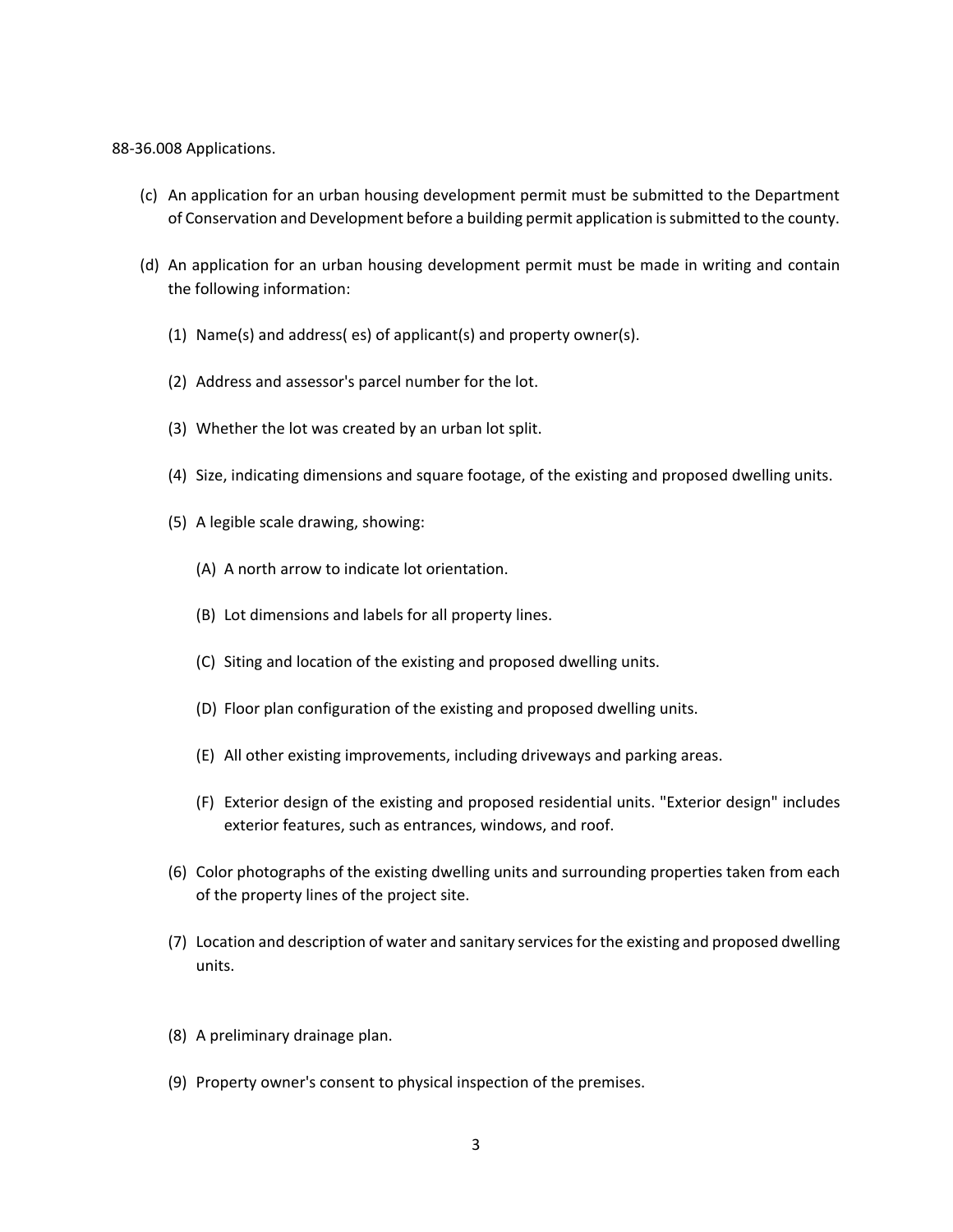88-36.008 Applications.

(c) An application for an urban housing development permit must be submitted to the Department of Conservation and Development before a building permit application is submitted to the county.

(d) An application for an urban housing development permit must be made in writing and contain the following information:

(1) Name(s) and address( es) of applicant(s) and property owner(s).

(2) Address and assessor's parcel number for the lot.

(3) Whether the lot was created by an urban lot split.

(4) Size, indicating dimensions and square footage, of the existing and proposed dwelling units.

(5) A legible scale drawing, showing:

(A) A north arrow to indicate lot orientation.

(B) Lot dimensions and labels for all property lines.

(C) Siting and location of the existing and proposed dwelling units.

(D) Floor plan configuration of the existing and proposed dwelling units.

(E) All other existing improvements, including driveways and parking areas.

(F) Exterior design of the existing and proposed residential units. "Exterior design" includes exterior features, such as entrances, windows, and roof.

(6) Color photographs of the existing dwelling units and surrounding properties taken from each of the property lines of the project site.

(7) Location and description of water and sanitary services for the existing and proposed dwelling units.

(8) A preliminary drainage plan.

(9) Property owner's consent to physical inspection of the premises.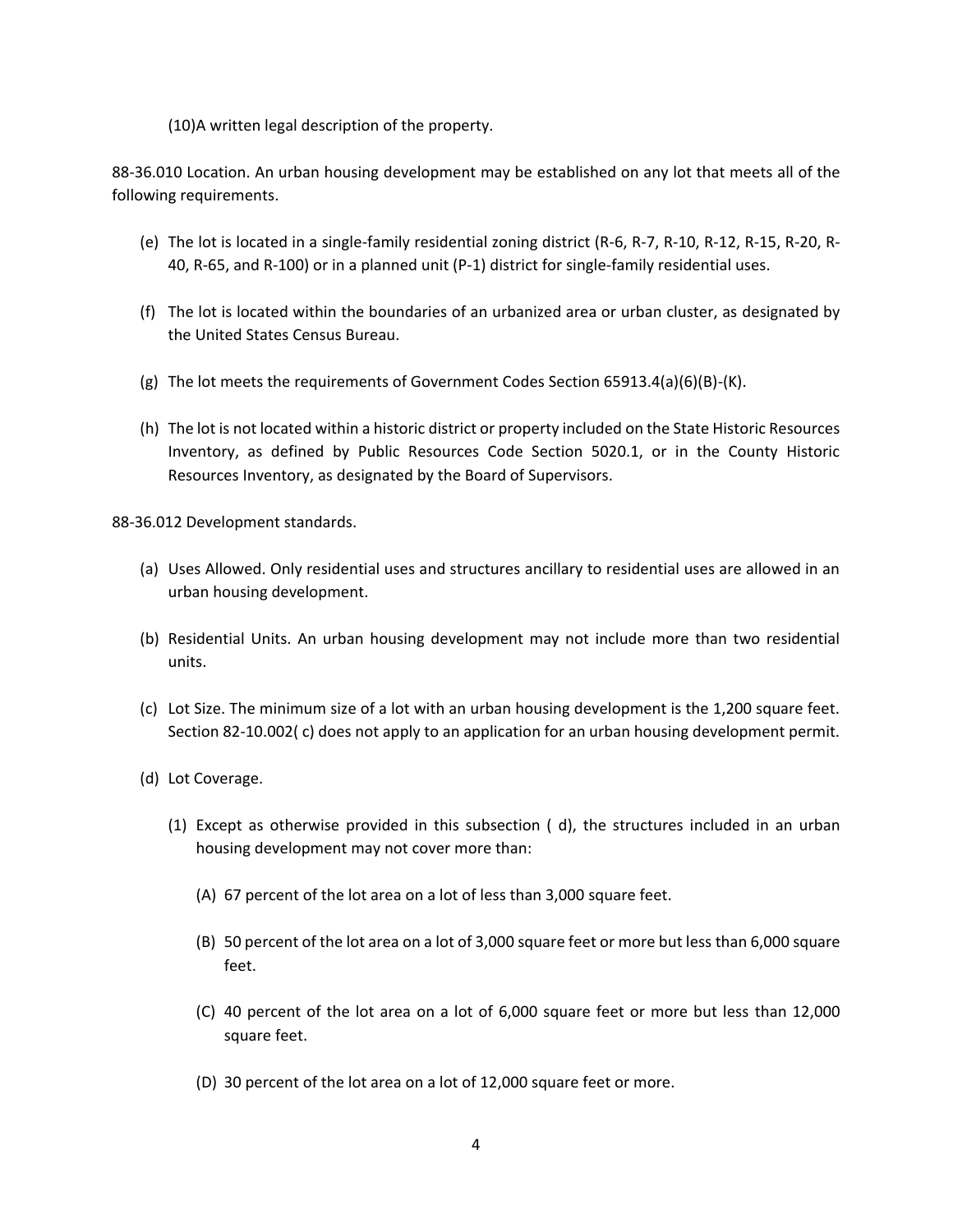(10)A written legal description of the property.

88-36.010 Location. An urban housing development may be established on any lot that meets all of the following requirements.

(e) The lot is located in a single-family residential zoning district (R-6, R-7, R-10, R-12, R-15, R-20, R-40, R-65, and R-100) or in a planned unit (P-1) district for single-family residential uses.

(f) The lot is located within the boundaries of an urbanized area or urban cluster, as designated by the United States Census Bureau.

(g) The lot meets the requirements of Government Codes Section 65913.4(a)(6)(B)-(K).

(h) The lot is not located within a historic district or property included on the State Historic Resources Inventory, as defined by Public Resources Code Section 5020.1, or in the County Historic Resources Inventory, as designated by the Board of Supervisors.

88-36.012 Development standards.

(a) Uses Allowed. Only residential uses and structures ancillary to residential uses are allowed in an urban housing development.

(b) Residential Units. An urban housing development may not include more than two residential units.

(c) Lot Size. The minimum size of a lot with an urban housing development is the 1,200 square feet. Section 82-10.002( c) does not apply to an application for an urban housing development permit.

(d) Lot Coverage.

  (1) Except as otherwise provided in this subsection ( d), the structures included in an urban housing development may not cover more than:

    (A) 67 percent of the lot area on a lot of less than 3,000 square feet.

    (B) 50 percent of the lot area on a lot of 3,000 square feet or more but less than 6,000 square feet.

    (C) 40 percent of the lot area on a lot of 6,000 square feet or more but less than 12,000 square feet.

    (D) 30 percent of the lot area on a lot of 12,000 square feet or more.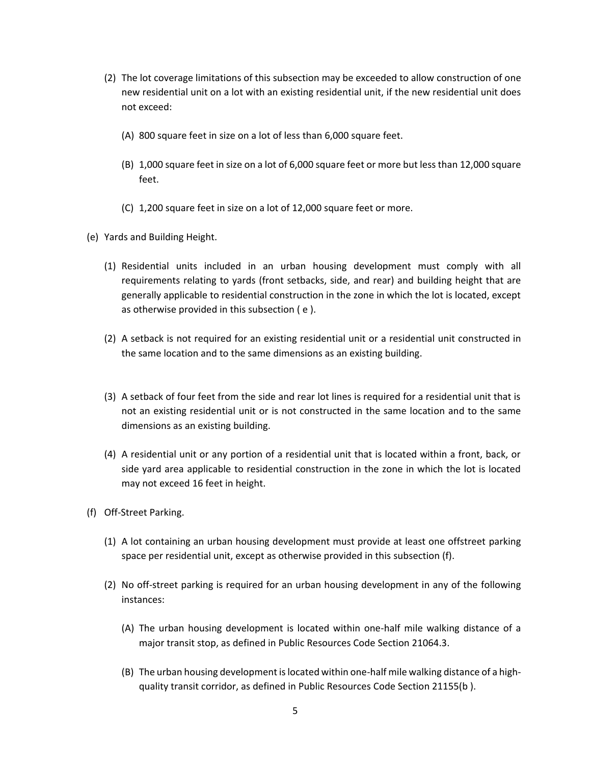(2) The lot coverage limitations of this subsection may be exceeded to allow construction of one new residential unit on a lot with an existing residential unit, if the new residential unit does not exceed:

(A) 800 square feet in size on a lot of less than 6,000 square feet.

(B) 1,000 square feet in size on a lot of 6,000 square feet or more but less than 12,000 square feet.

(C) 1,200 square feet in size on a lot of 12,000 square feet or more.

(e) Yards and Building Height.

(1) Residential units included in an urban housing development must comply with all requirements relating to yards (front setbacks, side, and rear) and building height that are generally applicable to residential construction in the zone in which the lot is located, except as otherwise provided in this subsection ( e ).

(2) A setback is not required for an existing residential unit or a residential unit constructed in the same location and to the same dimensions as an existing building.

(3) A setback of four feet from the side and rear lot lines is required for a residential unit that is not an existing residential unit or is not constructed in the same location and to the same dimensions as an existing building.

(4) A residential unit or any portion of a residential unit that is located within a front, back, or side yard area applicable to residential construction in the zone in which the lot is located may not exceed 16 feet in height.

(f) Off-Street Parking.

(1) A lot containing an urban housing development must provide at least one offstreet parking space per residential unit, except as otherwise provided in this subsection (f).

(2) No off-street parking is required for an urban housing development in any of the following instances:

(A) The urban housing development is located within one-half mile walking distance of a major transit stop, as defined in Public Resources Code Section 21064.3.

(B) The urban housing development is located within one-half mile walking distance of a high-quality transit corridor, as defined in Public Resources Code Section 21155(b ).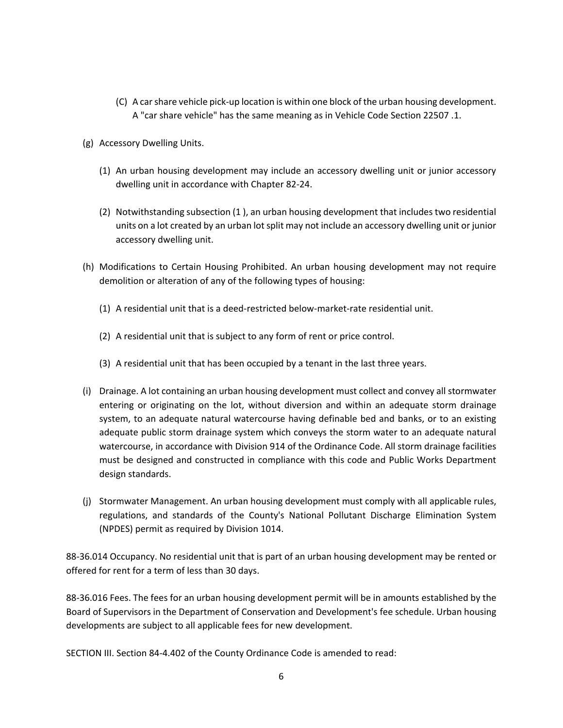(C) A car share vehicle pick-up location is within one block of the urban housing development. A "car share vehicle" has the same meaning as in Vehicle Code Section 22507 .1.

(g) Accessory Dwelling Units.

(1) An urban housing development may include an accessory dwelling unit or junior accessory dwelling unit in accordance with Chapter 82-24.

(2) Notwithstanding subsection (1 ), an urban housing development that includes two residential units on a lot created by an urban lot split may not include an accessory dwelling unit or junior accessory dwelling unit.

(h) Modifications to Certain Housing Prohibited. An urban housing development may not require demolition or alteration of any of the following types of housing:

(1) A residential unit that is a deed-restricted below-market-rate residential unit.

(2) A residential unit that is subject to any form of rent or price control.

(3) A residential unit that has been occupied by a tenant in the last three years.

(i) Drainage. A lot containing an urban housing development must collect and convey all stormwater entering or originating on the lot, without diversion and within an adequate storm drainage system, to an adequate natural watercourse having definable bed and banks, or to an existing adequate public storm drainage system which conveys the storm water to an adequate natural watercourse, in accordance with Division 914 of the Ordinance Code. All storm drainage facilities must be designed and constructed in compliance with this code and Public Works Department design standards.

(j) Stormwater Management. An urban housing development must comply with all applicable rules, regulations, and standards of the County's National Pollutant Discharge Elimination System (NPDES) permit as required by Division 1014.

88-36.014 Occupancy. No residential unit that is part of an urban housing development may be rented or offered for rent for a term of less than 30 days.

88-36.016 Fees. The fees for an urban housing development permit will be in amounts established by the Board of Supervisors in the Department of Conservation and Development's fee schedule. Urban housing developments are subject to all applicable fees for new development.

SECTION III. Section 84-4.402 of the County Ordinance Code is amended to read: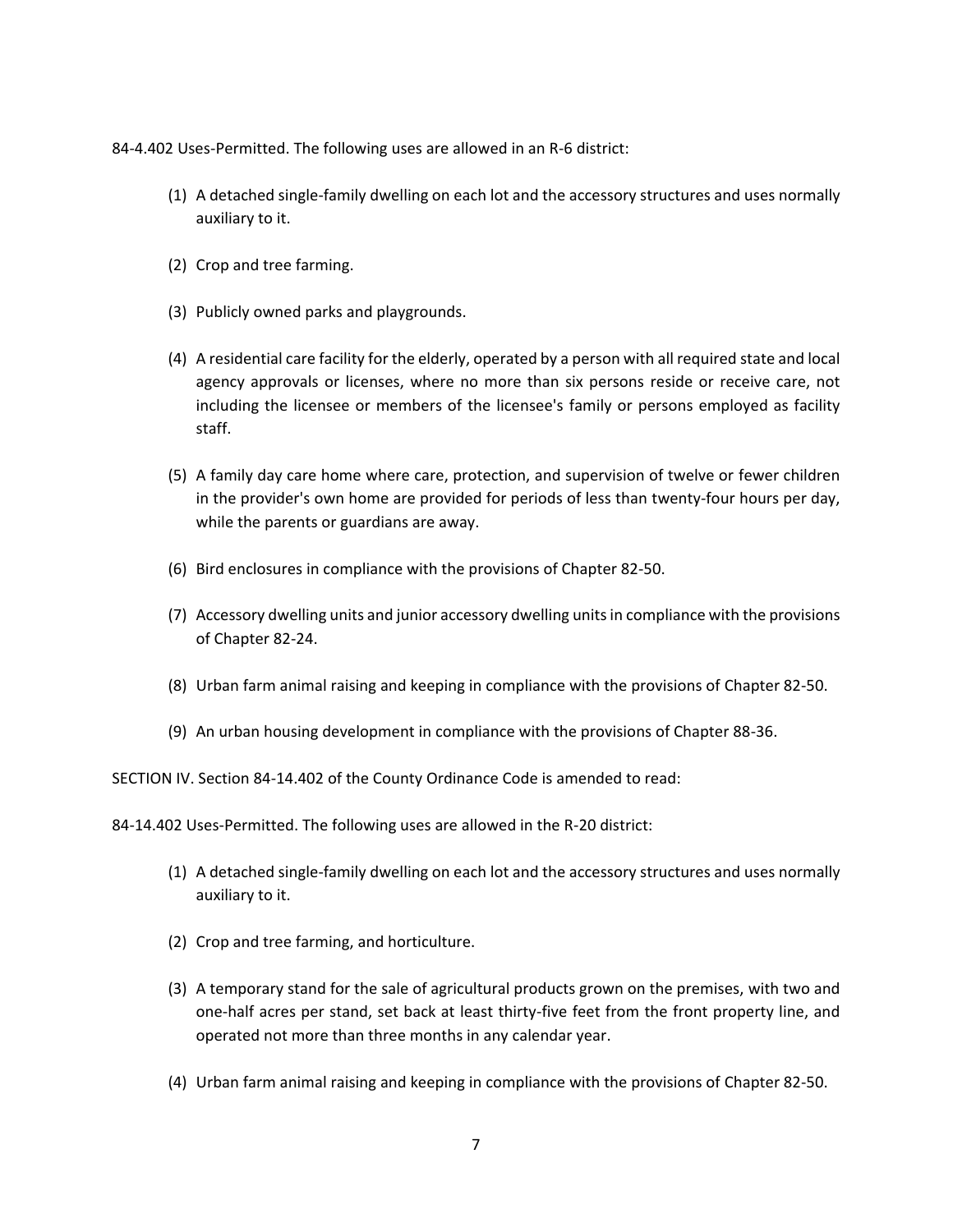84-4.402 Uses-Permitted. The following uses are allowed in an R-6 district:

(1) A detached single-family dwelling on each lot and the accessory structures and uses normally auxiliary to it.

(2) Crop and tree farming.

(3) Publicly owned parks and playgrounds.

(4) A residential care facility for the elderly, operated by a person with all required state and local agency approvals or licenses, where no more than six persons reside or receive care, not including the licensee or members of the licensee's family or persons employed as facility staff.

(5) A family day care home where care, protection, and supervision of twelve or fewer children in the provider's own home are provided for periods of less than twenty-four hours per day, while the parents or guardians are away.

(6) Bird enclosures in compliance with the provisions of Chapter 82-50.

(7) Accessory dwelling units and junior accessory dwelling units in compliance with the provisions of Chapter 82-24.

(8) Urban farm animal raising and keeping in compliance with the provisions of Chapter 82-50.

(9) An urban housing development in compliance with the provisions of Chapter 88-36.

SECTION IV. Section 84-14.402 of the County Ordinance Code is amended to read:

84-14.402 Uses-Permitted. The following uses are allowed in the R-20 district:

(1) A detached single-family dwelling on each lot and the accessory structures and uses normally auxiliary to it.

(2) Crop and tree farming, and horticulture.

(3) A temporary stand for the sale of agricultural products grown on the premises, with two and one-half acres per stand, set back at least thirty-five feet from the front property line, and operated not more than three months in any calendar year.

(4) Urban farm animal raising and keeping in compliance with the provisions of Chapter 82-50.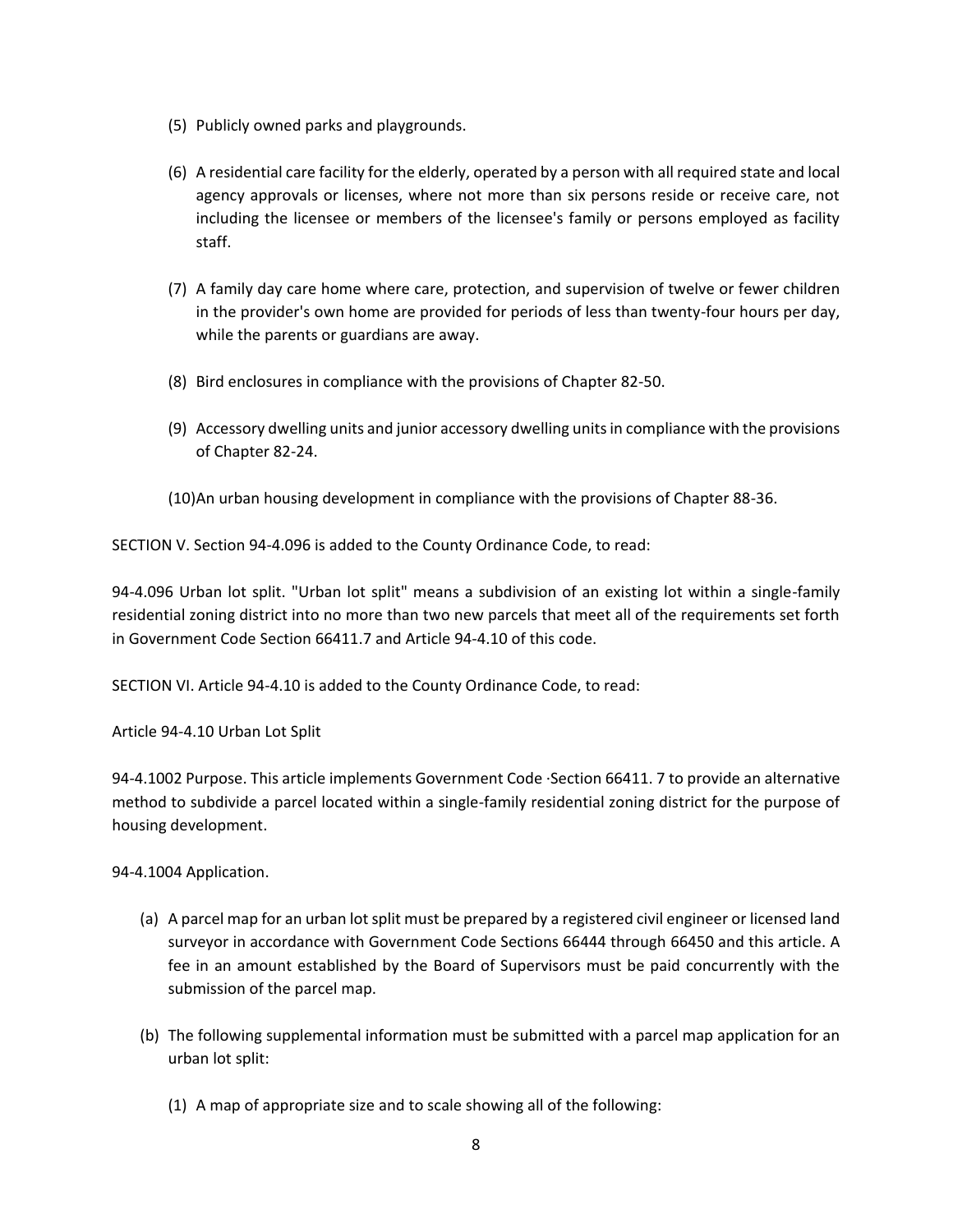(5) Publicly owned parks and playgrounds.

(6) A residential care facility for the elderly, operated by a person with all required state and local agency approvals or licenses, where not more than six persons reside or receive care, not including the licensee or members of the licensee's family or persons employed as facility staff.

(7) A family day care home where care, protection, and supervision of twelve or fewer children in the provider's own home are provided for periods of less than twenty-four hours per day, while the parents or guardians are away.

(8) Bird enclosures in compliance with the provisions of Chapter 82-50.

(9) Accessory dwelling units and junior accessory dwelling units in compliance with the provisions of Chapter 82-24.

(10) An urban housing development in compliance with the provisions of Chapter 88-36.

SECTION V. Section 94-4.096 is added to the County Ordinance Code, to read:

94-4.096 Urban lot split. "Urban lot split" means a subdivision of an existing lot within a single-family residential zoning district into no more than two new parcels that meet all of the requirements set forth in Government Code Section 66411.7 and Article 94-4.10 of this code.

SECTION VI. Article 94-4.10 is added to the County Ordinance Code, to read:

Article 94-4.10 Urban Lot Split

94-4.1002 Purpose. This article implements Government Code ·Section 66411. 7 to provide an alternative method to subdivide a parcel located within a single-family residential zoning district for the purpose of housing development.

94-4.1004 Application.

(a) A parcel map for an urban lot split must be prepared by a registered civil engineer or licensed land surveyor in accordance with Government Code Sections 66444 through 66450 and this article. A fee in an amount established by the Board of Supervisors must be paid concurrently with the submission of the parcel map.

(b) The following supplemental information must be submitted with a parcel map application for an urban lot split:

(1) A map of appropriate size and to scale showing all of the following: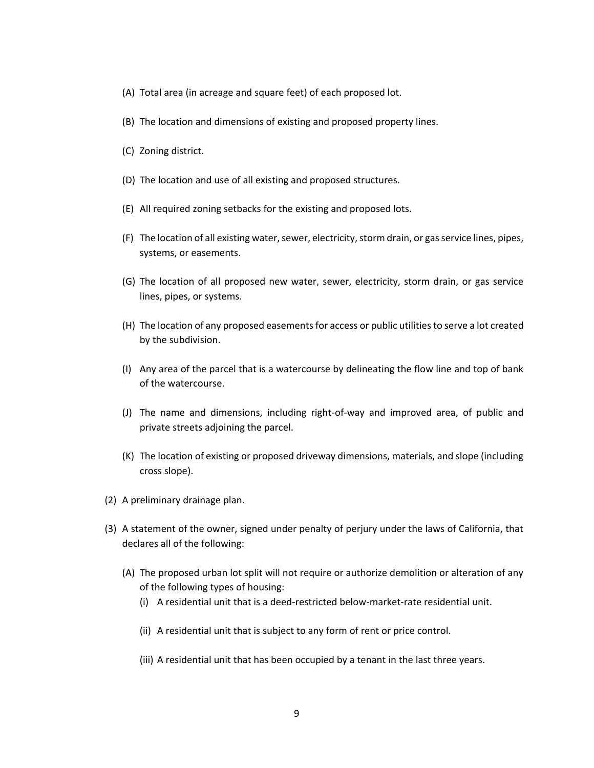(A) Total area (in acreage and square feet) of each proposed lot.

(B) The location and dimensions of existing and proposed property lines.

(C) Zoning district.

(D) The location and use of all existing and proposed structures.

(E) All required zoning setbacks for the existing and proposed lots.

(F) The location of all existing water, sewer, electricity, storm drain, or gas service lines, pipes, systems, or easements.

(G) The location of all proposed new water, sewer, electricity, storm drain, or gas service lines, pipes, or systems.

(H) The location of any proposed easements for access or public utilities to serve a lot created by the subdivision.

(I) Any area of the parcel that is a watercourse by delineating the flow line and top of bank of the watercourse.

(J) The name and dimensions, including right-of-way and improved area, of public and private streets adjoining the parcel.

(K) The location of existing or proposed driveway dimensions, materials, and slope (including cross slope).

(2) A preliminary drainage plan.

(3) A statement of the owner, signed under penalty of perjury under the laws of California, that declares all of the following:

(A) The proposed urban lot split will not require or authorize demolition or alteration of any of the following types of housing:

(i) A residential unit that is a deed-restricted below-market-rate residential unit.

(ii) A residential unit that is subject to any form of rent or price control.

(iii) A residential unit that has been occupied by a tenant in the last three years.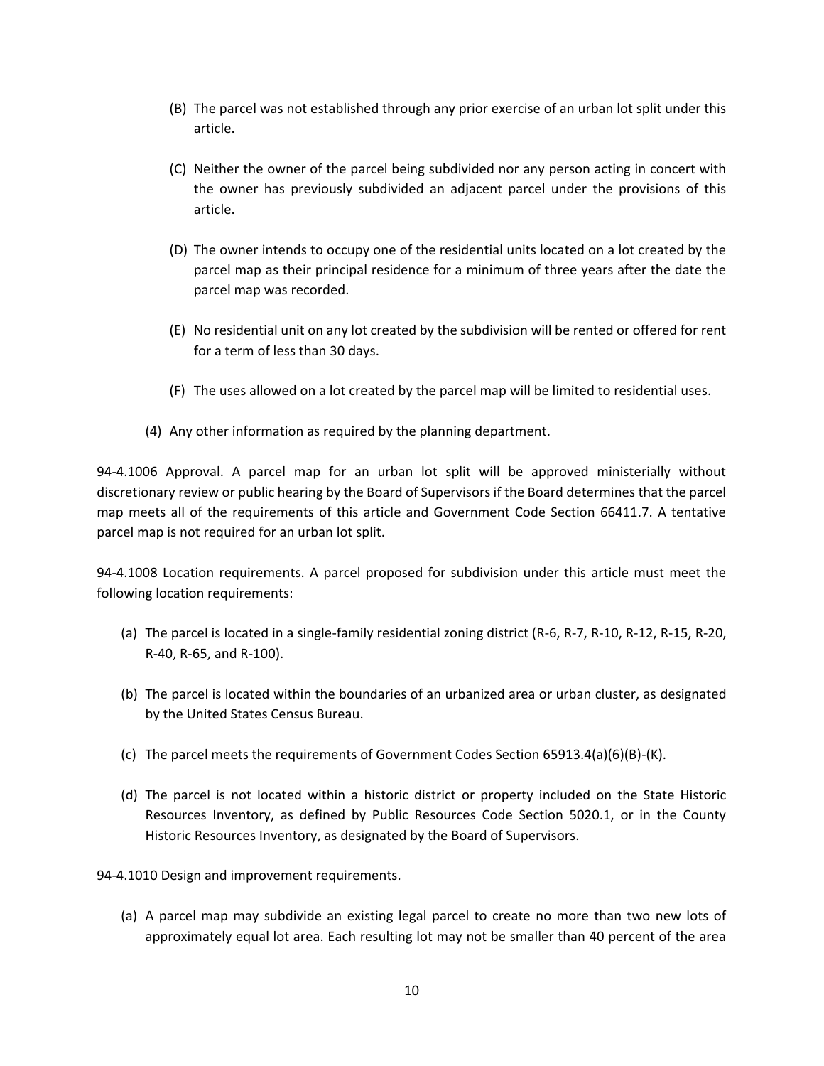(B) The parcel was not established through any prior exercise of an urban lot split under this article.

(C) Neither the owner of the parcel being subdivided nor any person acting in concert with the owner has previously subdivided an adjacent parcel under the provisions of this article.

(D) The owner intends to occupy one of the residential units located on a lot created by the parcel map as their principal residence for a minimum of three years after the date the parcel map was recorded.

(E) No residential unit on any lot created by the subdivision will be rented or offered for rent for a term of less than 30 days.

(F) The uses allowed on a lot created by the parcel map will be limited to residential uses.

(4) Any other information as required by the planning department.

94-4.1006 Approval. A parcel map for an urban lot split will be approved ministerially without discretionary review or public hearing by the Board of Supervisors if the Board determines that the parcel map meets all of the requirements of this article and Government Code Section 66411.7. A tentative parcel map is not required for an urban lot split.

94-4.1008 Location requirements. A parcel proposed for subdivision under this article must meet the following location requirements:

(a) The parcel is located in a single-family residential zoning district (R-6, R-7, R-10, R-12, R-15, R-20, R-40, R-65, and R-100).

(b) The parcel is located within the boundaries of an urbanized area or urban cluster, as designated by the United States Census Bureau.

(c) The parcel meets the requirements of Government Codes Section 65913.4(a)(6)(B)-(K).

(d) The parcel is not located within a historic district or property included on the State Historic Resources Inventory, as defined by Public Resources Code Section 5020.1, or in the County Historic Resources Inventory, as designated by the Board of Supervisors.

94-4.1010 Design and improvement requirements.

(a) A parcel map may subdivide an existing legal parcel to create no more than two new lots of approximately equal lot area. Each resulting lot may not be smaller than 40 percent of the area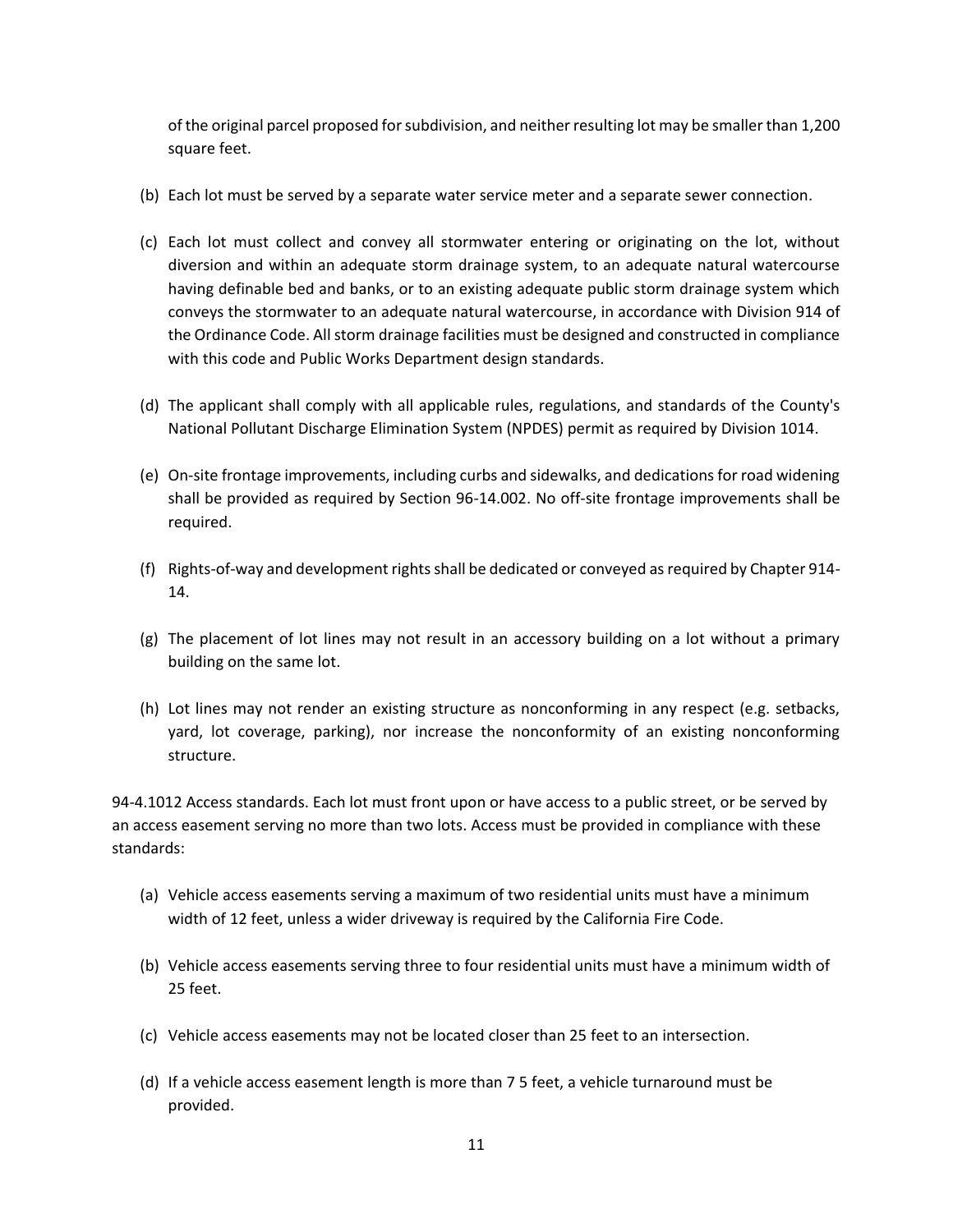of the original parcel proposed for subdivision, and neither resulting lot may be smaller than 1,200 square feet.

(b) Each lot must be served by a separate water service meter and a separate sewer connection.

(c) Each lot must collect and convey all stormwater entering or originating on the lot, without diversion and within an adequate storm drainage system, to an adequate natural watercourse having definable bed and banks, or to an existing adequate public storm drainage system which conveys the stormwater to an adequate natural watercourse, in accordance with Division 914 of the Ordinance Code. All storm drainage facilities must be designed and constructed in compliance with this code and Public Works Department design standards.

(d) The applicant shall comply with all applicable rules, regulations, and standards of the County's National Pollutant Discharge Elimination System (NPDES) permit as required by Division 1014.

(e) On-site frontage improvements, including curbs and sidewalks, and dedications for road widening shall be provided as required by Section 96-14.002. No off-site frontage improvements shall be required.

(f) Rights-of-way and development rights shall be dedicated or conveyed as required by Chapter 914-14.

(g) The placement of lot lines may not result in an accessory building on a lot without a primary building on the same lot.

(h) Lot lines may not render an existing structure as nonconforming in any respect (e.g. setbacks, yard, lot coverage, parking), nor increase the nonconformity of an existing nonconforming structure.

94-4.1012 Access standards. Each lot must front upon or have access to a public street, or be served by an access easement serving no more than two lots. Access must be provided in compliance with these standards:

(a) Vehicle access easements serving a maximum of two residential units must have a minimum width of 12 feet, unless a wider driveway is required by the California Fire Code.

(b) Vehicle access easements serving three to four residential units must have a minimum width of 25 feet.

(c) Vehicle access easements may not be located closer than 25 feet to an intersection.

(d) If a vehicle access easement length is more than 7 5 feet, a vehicle turnaround must be provided.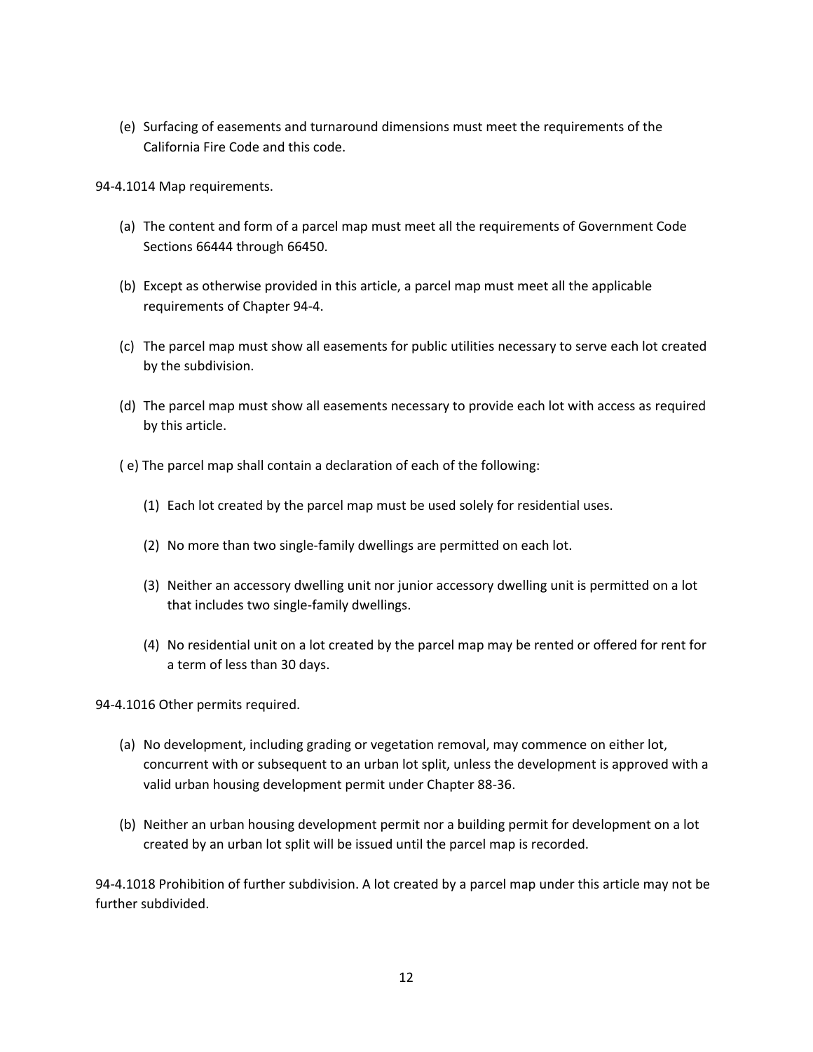(e) Surfacing of easements and turnaround dimensions must meet the requirements of the California Fire Code and this code.

94-4.1014 Map requirements.

(a) The content and form of a parcel map must meet all the requirements of Government Code Sections 66444 through 66450.

(b) Except as otherwise provided in this article, a parcel map must meet all the applicable requirements of Chapter 94-4.

(c) The parcel map must show all easements for public utilities necessary to serve each lot created by the subdivision.

(d) The parcel map must show all easements necessary to provide each lot with access as required by this article.

( e) The parcel map shall contain a declaration of each of the following:

(1) Each lot created by the parcel map must be used solely for residential uses.

(2) No more than two single-family dwellings are permitted on each lot.

(3) Neither an accessory dwelling unit nor junior accessory dwelling unit is permitted on a lot that includes two single-family dwellings.

(4) No residential unit on a lot created by the parcel map may be rented or offered for rent for a term of less than 30 days.

94-4.1016 Other permits required.

(a) No development, including grading or vegetation removal, may commence on either lot, concurrent with or subsequent to an urban lot split, unless the development is approved with a valid urban housing development permit under Chapter 88-36.

(b) Neither an urban housing development permit nor a building permit for development on a lot created by an urban lot split will be issued until the parcel map is recorded.

94-4.1018 Prohibition of further subdivision. A lot created by a parcel map under this article may not be further subdivided.